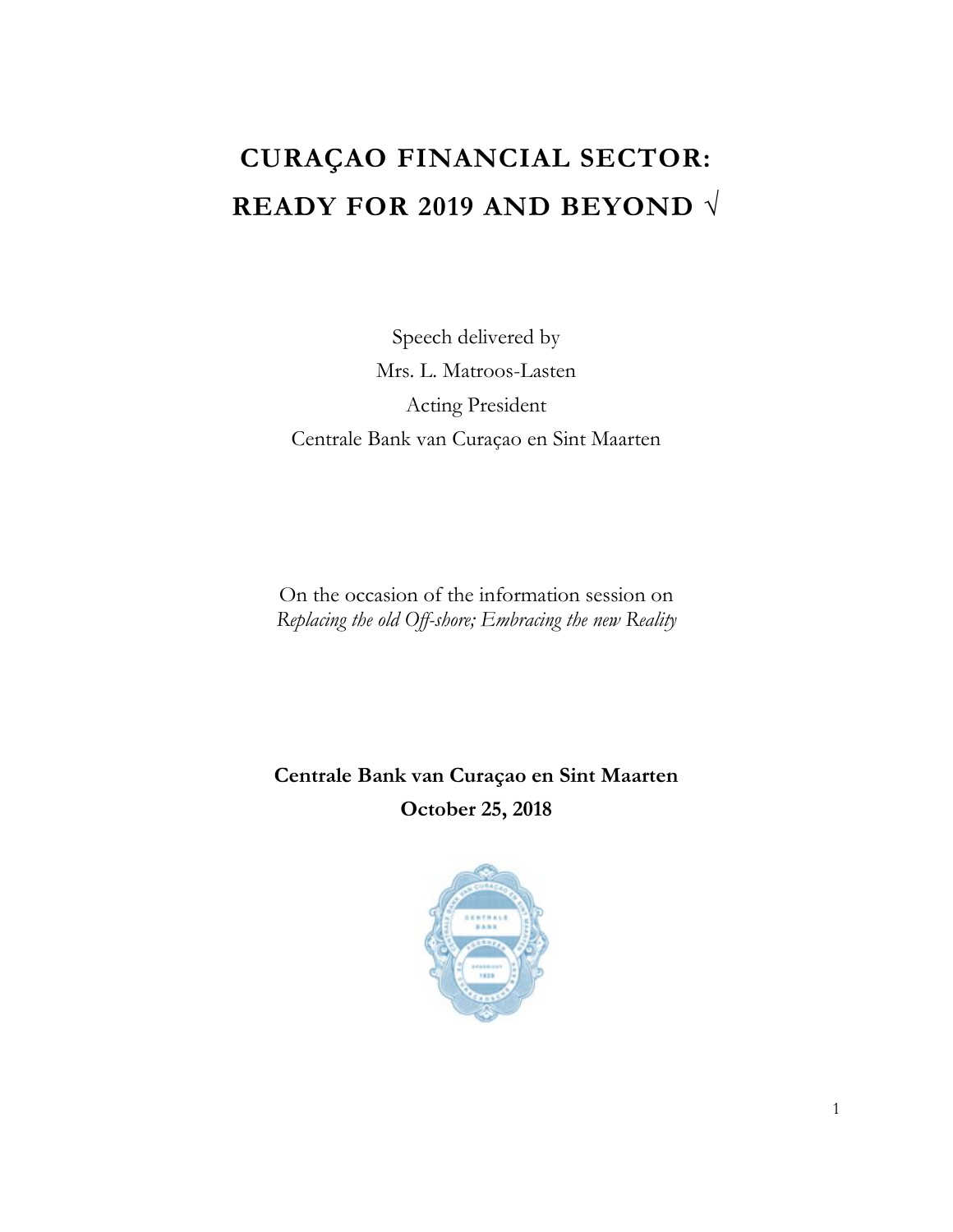# CURAÇAO FINANCIAL SECTOR: READY FOR 2019 AND BEYOND √

Speech delivered by

Mrs. L. Matroos-Lasten

Acting President

Centrale Bank van Curaçao en Sint Maarten

On the occasion of the information session on

*Replacing the old Off-shore; Embracing the new Reality*

**Centrale Bank van Curaçao en Sint Maarten**

**October 25, 2018**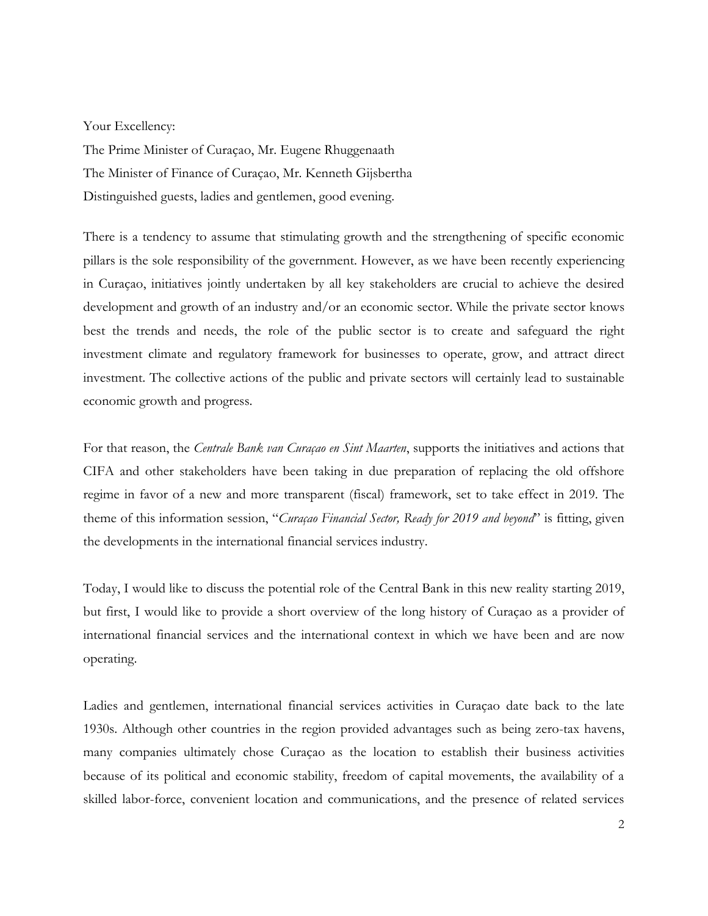Your Excellency:

The Prime Minister of Curaçao, Mr. Eugene Rhuggenaath

The Minister of Finance of Curaçao, Mr. Kenneth Gijsbertha

Distinguished guests, ladies and gentlemen, good evening.

There is a tendency to assume that stimulating growth and the strengthening of specific economic pillars is the sole responsibility of the government. However, as we have been recently experiencing in Curaçao, initiatives jointly undertaken by all key stakeholders are crucial to achieve the desired development and growth of an industry and/or an economic sector. While the private sector knows best the trends and needs, the role of the public sector is to create and safeguard the right investment climate and regulatory framework for businesses to operate, grow, and attract direct investment. The collective actions of the public and private sectors will certainly lead to sustainable economic growth and progress.

For that reason, the *Centrale Bank van Curaçao en Sint Maarten*, supports the initiatives and actions that CIFA and other stakeholders have been taking in due preparation of replacing the old offshore regime in favor of a new and more transparent (fiscal) framework, set to take effect in 2019. The theme of this information session, "*Curaçao Financial Sector, Ready for 2019 and beyond*" is fitting, given the developments in the international financial services industry.

Today, I would like to discuss the potential role of the Central Bank in this new reality starting 2019, but first, I would like to provide a short overview of the long history of Curaçao as a provider of international financial services and the international context in which we have been and are now operating.

Ladies and gentlemen, international financial services activities in Curaçao date back to the late 1930s. Although other countries in the region provided advantages such as being zero-tax havens, many companies ultimately chose Curaçao as the location to establish their business activities because of its political and economic stability, freedom of capital movements, the availability of a skilled labor-force, convenient location and communications, and the presence of related services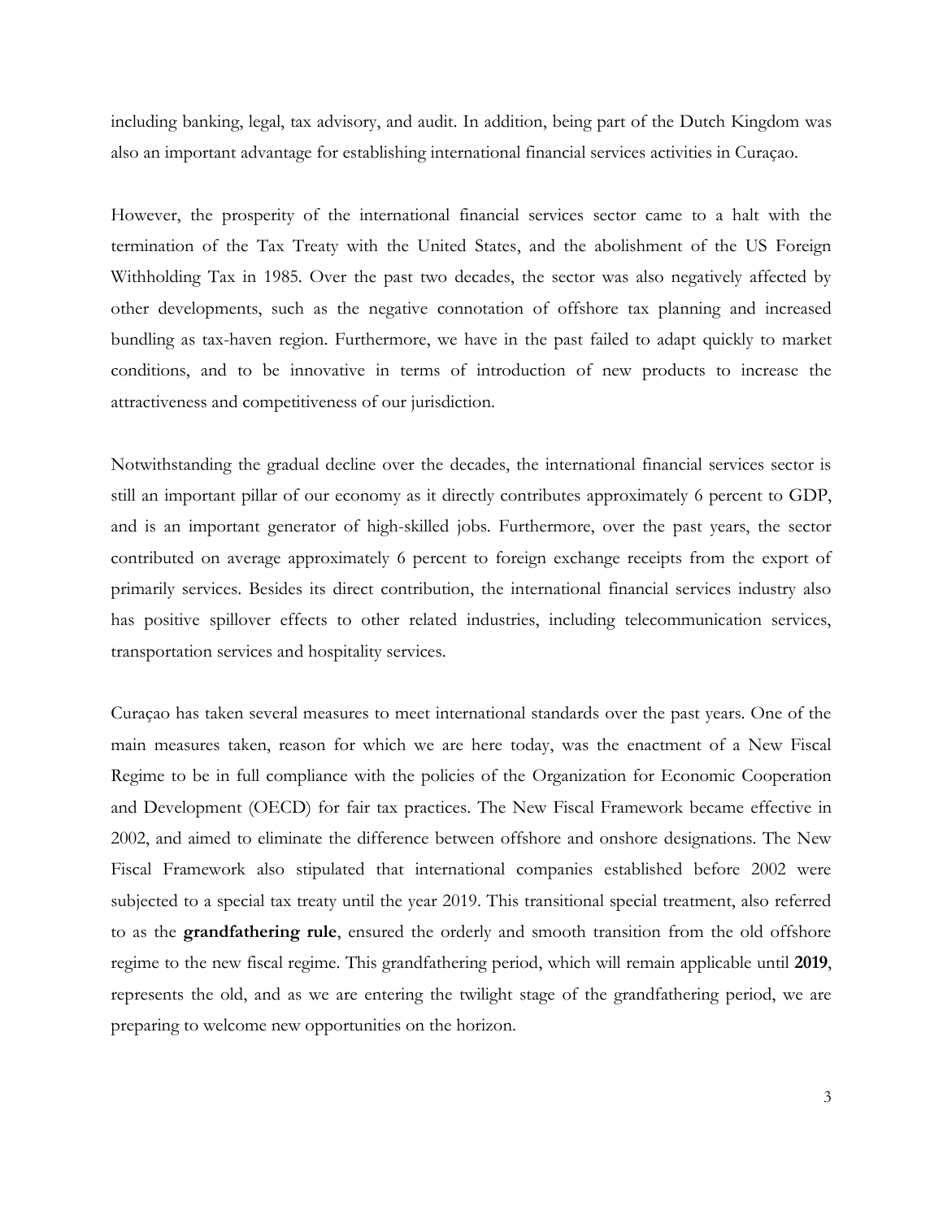including banking, legal, tax advisory, and audit. In addition, being part of the Dutch Kingdom was also an important advantage for establishing international financial services activities in Curaçao.

However, the prosperity of the international financial services sector came to a halt with the termination of the Tax Treaty with the United States, and the abolishment of the US Foreign Withholding Tax in 1985. Over the past two decades, the sector was also negatively affected by other developments, such as the negative connotation of offshore tax planning and increased bundling as tax-haven region. Furthermore, we have in the past failed to adapt quickly to market conditions, and to be innovative in terms of introduction of new products to increase the attractiveness and competitiveness of our jurisdiction.

Notwithstanding the gradual decline over the decades, the international financial services sector is still an important pillar of our economy as it directly contributes approximately 6 percent to GDP, and is an important generator of high-skilled jobs. Furthermore, over the past years, the sector contributed on average approximately 6 percent to foreign exchange receipts from the export of primarily services. Besides its direct contribution, the international financial services industry also has positive spillover effects to other related industries, including telecommunication services, transportation services and hospitality services.

Curaçao has taken several measures to meet international standards over the past years. One of the main measures taken, reason for which we are here today, was the enactment of a New Fiscal Regime to be in full compliance with the policies of the Organization for Economic Cooperation and Development (OECD) for fair tax practices. The New Fiscal Framework became effective in 2002, and aimed to eliminate the difference between offshore and onshore designations. The New Fiscal Framework also stipulated that international companies established before 2002 were subjected to a special tax treaty until the year 2019. This transitional special treatment, also referred to as the **grandfathering rule**, ensured the orderly and smooth transition from the old offshore regime to the new fiscal regime. This grandfathering period, which will remain applicable until **2019**, represents the old, and as we are entering the twilight stage of the grandfathering period, we are preparing to welcome new opportunities on the horizon.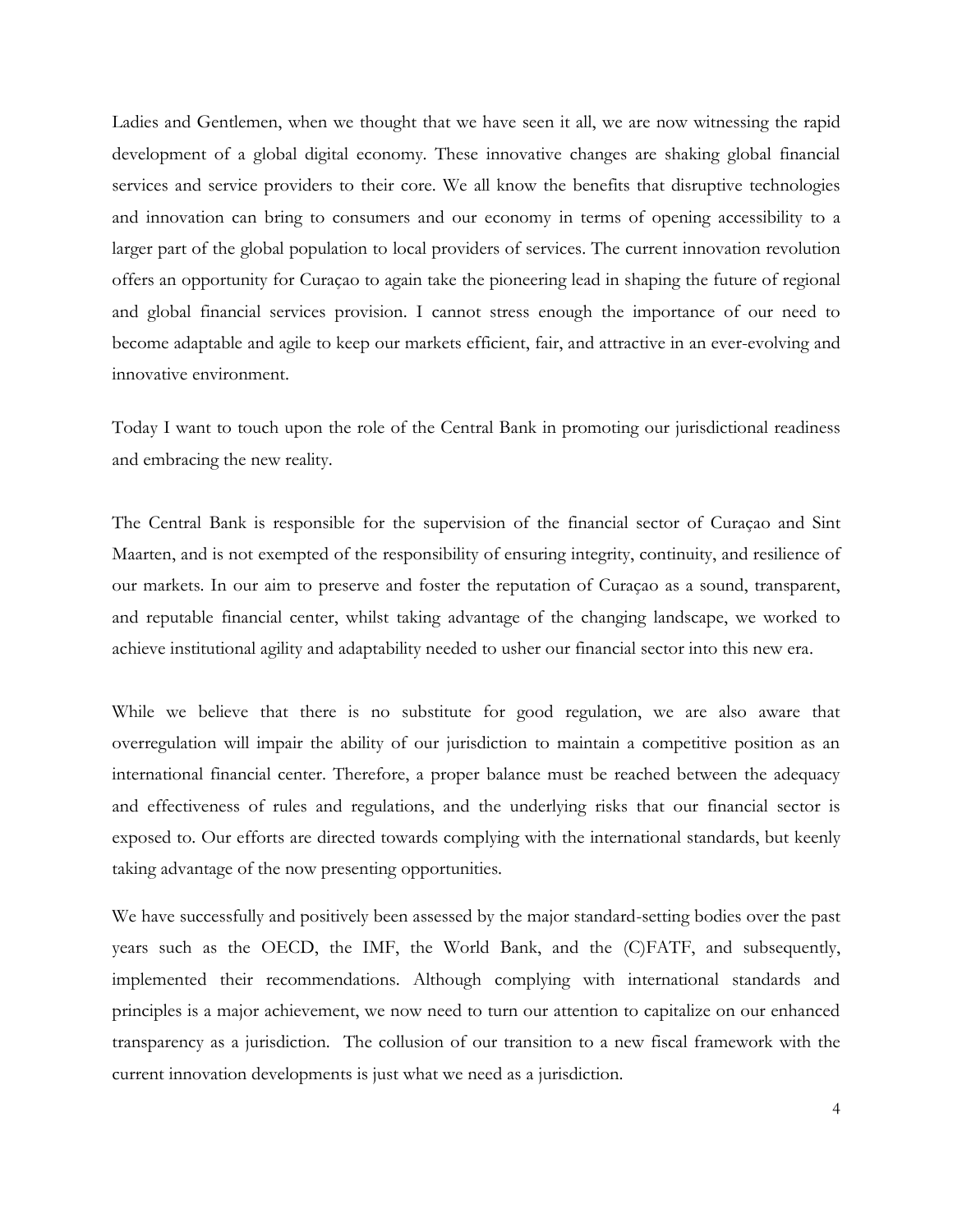Ladies and Gentlemen, when we thought that we have seen it all, we are now witnessing the rapid development of a global digital economy. These innovative changes are shaking global financial services and service providers to their core. We all know the benefits that disruptive technologies and innovation can bring to consumers and our economy in terms of opening accessibility to a larger part of the global population to local providers of services. The current innovation revolution offers an opportunity for Curaçao to again take the pioneering lead in shaping the future of regional and global financial services provision. I cannot stress enough the importance of our need to become adaptable and agile to keep our markets efficient, fair, and attractive in an ever-evolving and innovative environment.

Today I want to touch upon the role of the Central Bank in promoting our jurisdictional readiness and embracing the new reality.

The Central Bank is responsible for the supervision of the financial sector of Curaçao and Sint Maarten, and is not exempted of the responsibility of ensuring integrity, continuity, and resilience of our markets. In our aim to preserve and foster the reputation of Curaçao as a sound, transparent, and reputable financial center, whilst taking advantage of the changing landscape, we worked to achieve institutional agility and adaptability needed to usher our financial sector into this new era.

While we believe that there is no substitute for good regulation, we are also aware that overregulation will impair the ability of our jurisdiction to maintain a competitive position as an international financial center. Therefore, a proper balance must be reached between the adequacy and effectiveness of rules and regulations, and the underlying risks that our financial sector is exposed to. Our efforts are directed towards complying with the international standards, but keenly taking advantage of the now presenting opportunities.

We have successfully and positively been assessed by the major standard-setting bodies over the past years such as the OECD, the IMF, the World Bank, and the (C)FATF, and subsequently, implemented their recommendations. Although complying with international standards and principles is a major achievement, we now need to turn our attention to capitalize on our enhanced transparency as a jurisdiction. The collusion of our transition to a new fiscal framework with the current innovation developments is just what we need as a jurisdiction.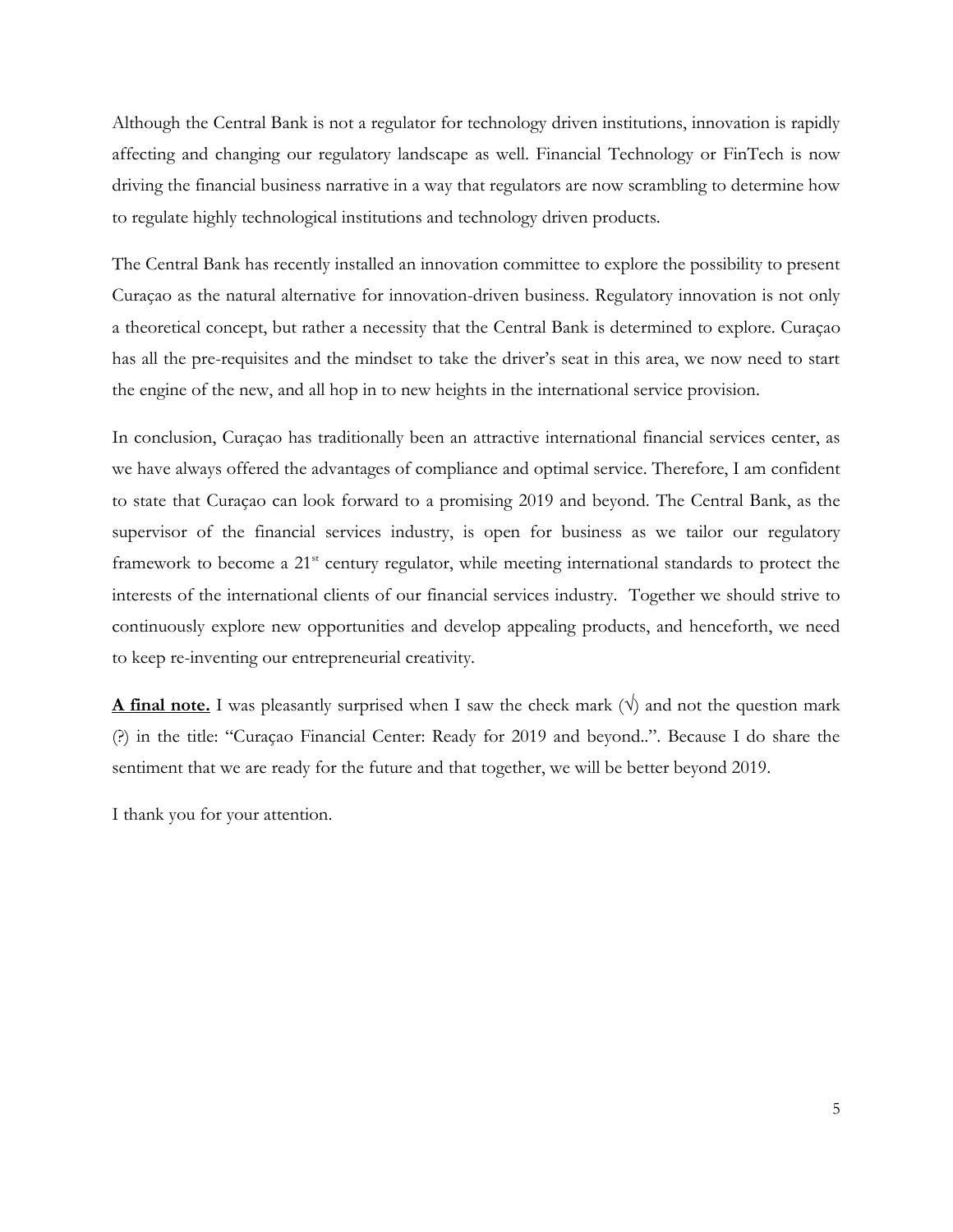Although the Central Bank is not a regulator for technology driven institutions, innovation is rapidly affecting and changing our regulatory landscape as well. Financial Technology or FinTech is now driving the financial business narrative in a way that regulators are now scrambling to determine how to regulate highly technological institutions and technology driven products.

The Central Bank has recently installed an innovation committee to explore the possibility to present Curaçao as the natural alternative for innovation-driven business. Regulatory innovation is not only a theoretical concept, but rather a necessity that the Central Bank is determined to explore. Curaçao has all the pre-requisites and the mindset to take the driver's seat in this area, we now need to start the engine of the new, and all hop in to new heights in the international service provision.

In conclusion, Curaçao has traditionally been an attractive international financial services center, as we have always offered the advantages of compliance and optimal service. Therefore, I am confident to state that Curaçao can look forward to a promising 2019 and beyond. The Central Bank, as the supervisor of the financial services industry, is open for business as we tailor our regulatory framework to become a 21st century regulator, while meeting international standards to protect the interests of the international clients of our financial services industry. Together we should strive to continuously explore new opportunities and develop appealing products, and henceforth, we need to keep re-inventing our entrepreneurial creativity.

**A final note.** I was pleasantly surprised when I saw the check mark (√) and not the question mark (?) in the title: "Curaçao Financial Center: Ready for 2019 and beyond..". Because I do share the sentiment that we are ready for the future and that together, we will be better beyond 2019.

I thank you for your attention.